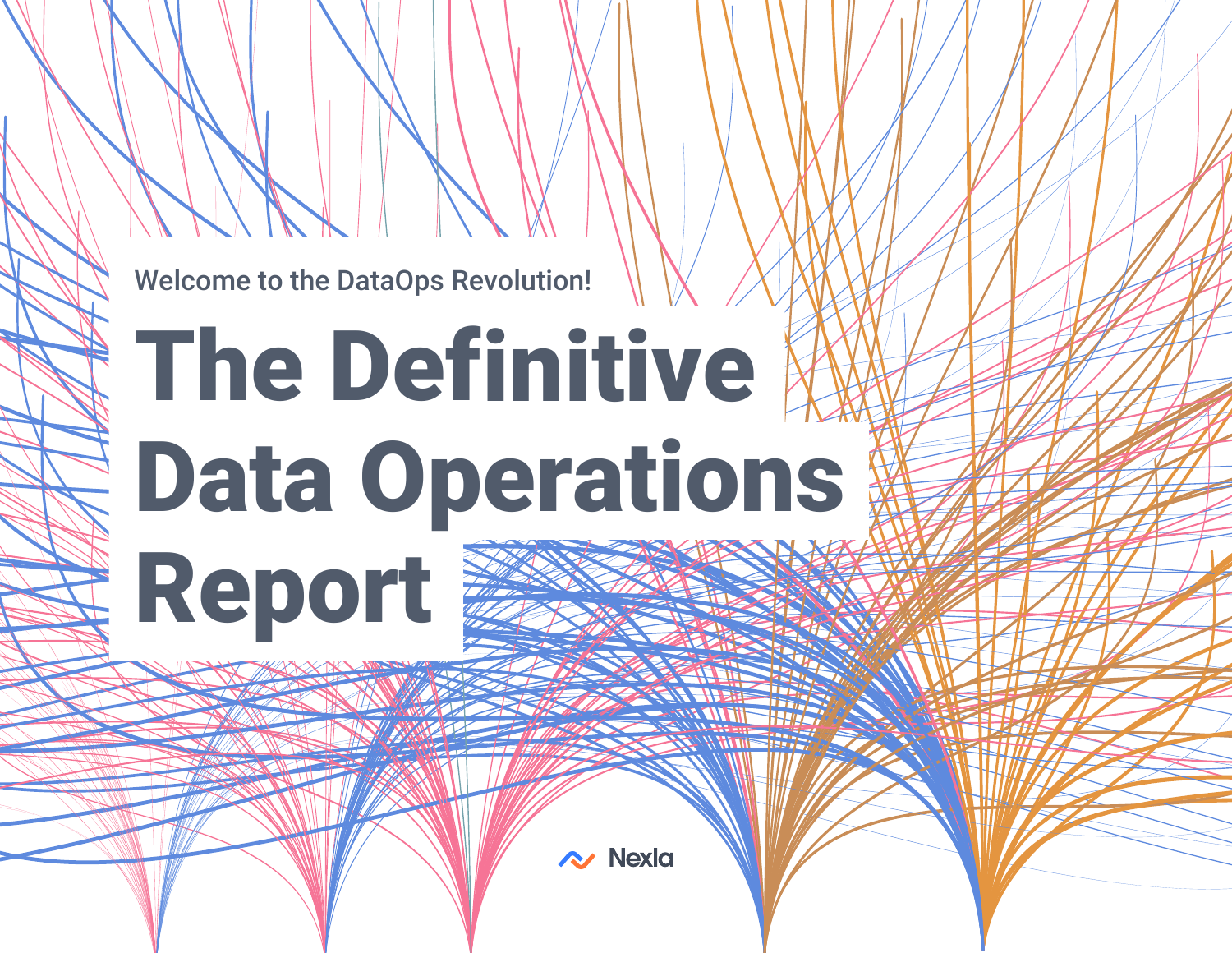Welcome to the DataOps Revolution!

# The Definitive Data Operations Report

Nexla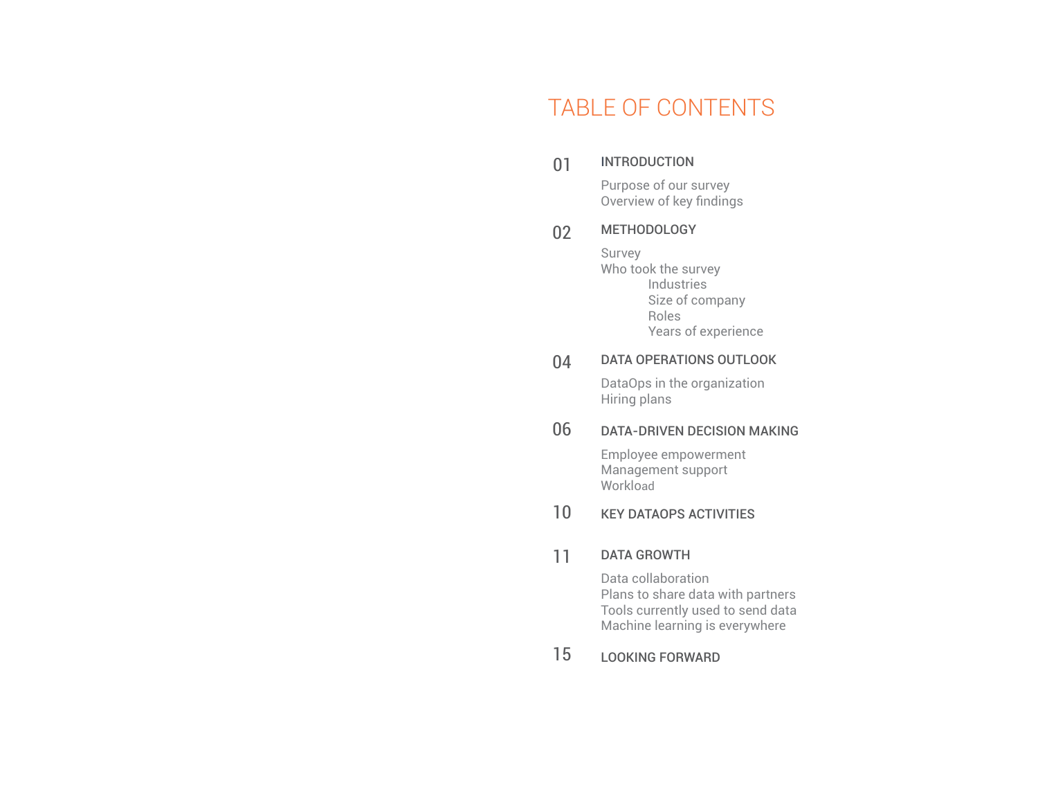# TABLE OF CONTENTS

01 **INTRODUCTION**

- Purpose of our survey
- Overview of key findings

02 **METHODOLOGY**

- Survey
- Who took the survey
  - Industries
  - Size of company
  - Roles
  - Years of experience

04 **DATA OPERATIONS OUTLOOK**

- DataOps in the organization
- Hiring plans

06 **DATA-DRIVEN DECISION MAKING**

- Employee empowerment
- Management support
- Workload

10 **KEY DATAOPS ACTIVITIES**

11 **DATA GROWTH**

- Data collaboration
- Plans to share data with partners
- Tools currently used to send data
- Machine learning is everywhere

15 **LOOKING FORWARD**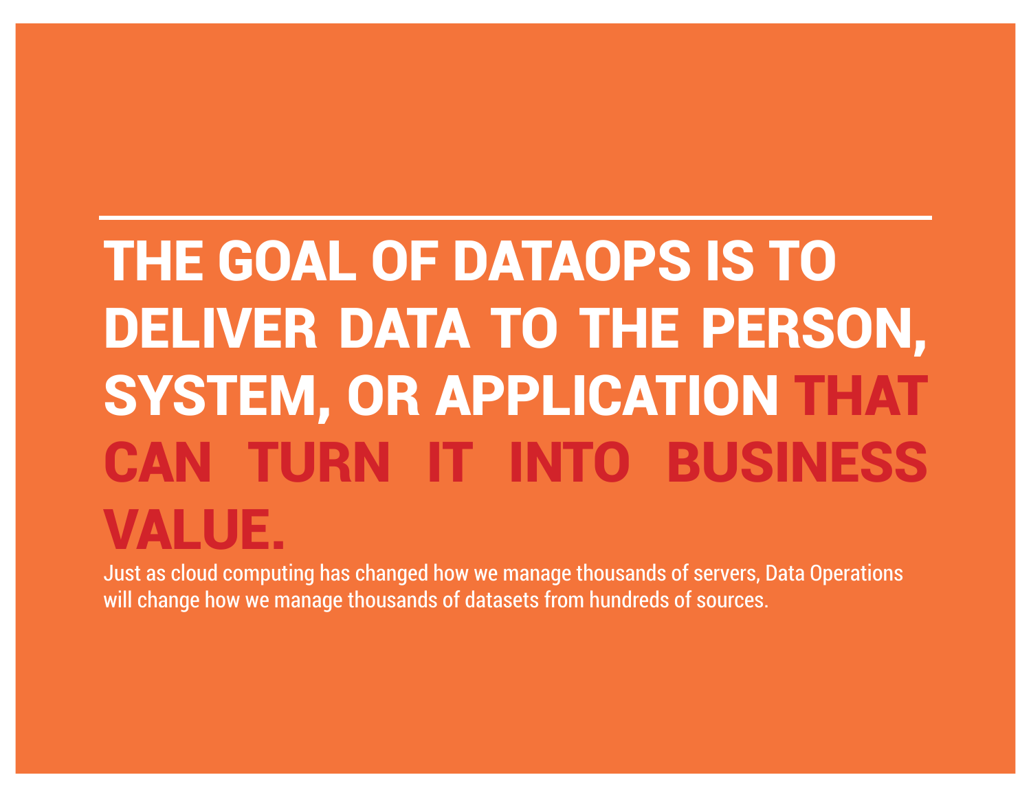# THE GOAL OF DATAOPS IS TO DELIVER DATA TO THE PERSON, SYSTEM, OR APPLICATION THAT CAN TURN IT INTO BUSINESS VALUE.

Just as cloud computing has changed how we manage thousands of servers, Data Operations will change how we manage thousands of datasets from hundreds of sources.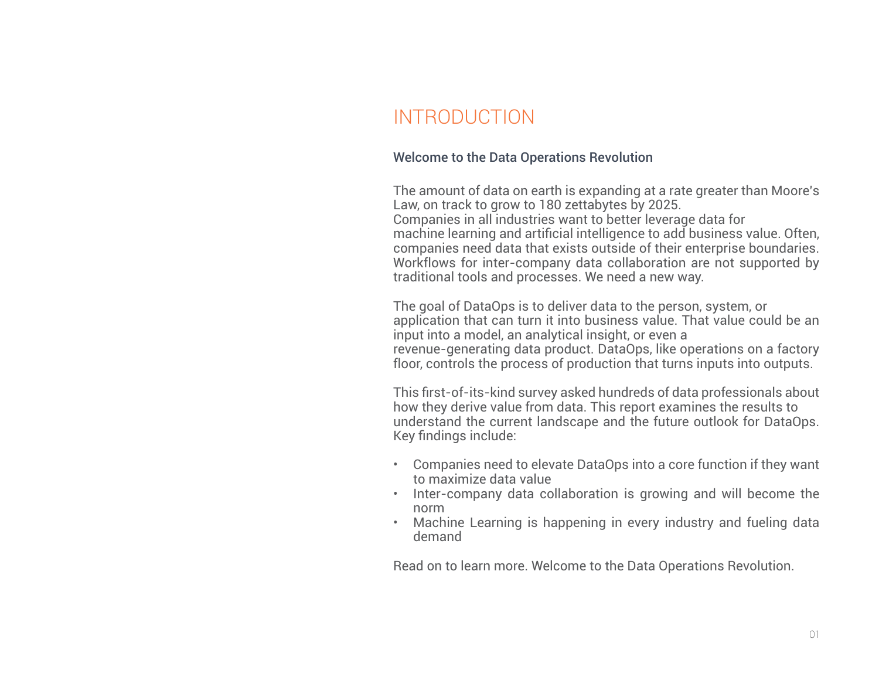# INTRODUCTION

## Welcome to the Data Operations Revolution

The amount of data on earth is expanding at a rate greater than Moore's Law, on track to grow to 180 zettabytes by 2025. Companies in all industries want to better leverage data for machine learning and artificial intelligence to add business value. Often, companies need data that exists outside of their enterprise boundaries. Workflows for inter-company data collaboration are not supported by traditional tools and processes. We need a new way.

The goal of DataOps is to deliver data to the person, system, or application that can turn it into business value. That value could be an input into a model, an analytical insight, or even a revenue-generating data product. DataOps, like operations on a factory floor, controls the process of production that turns inputs into outputs.

This first-of-its-kind survey asked hundreds of data professionals about how they derive value from data. This report examines the results to understand the current landscape and the future outlook for DataOps. Key findings include:

- Companies need to elevate DataOps into a core function if they want to maximize data value
- Inter-company data collaboration is growing and will become the norm
- Machine Learning is happening in every industry and fueling data demand

Read on to learn more. Welcome to the Data Operations Revolution.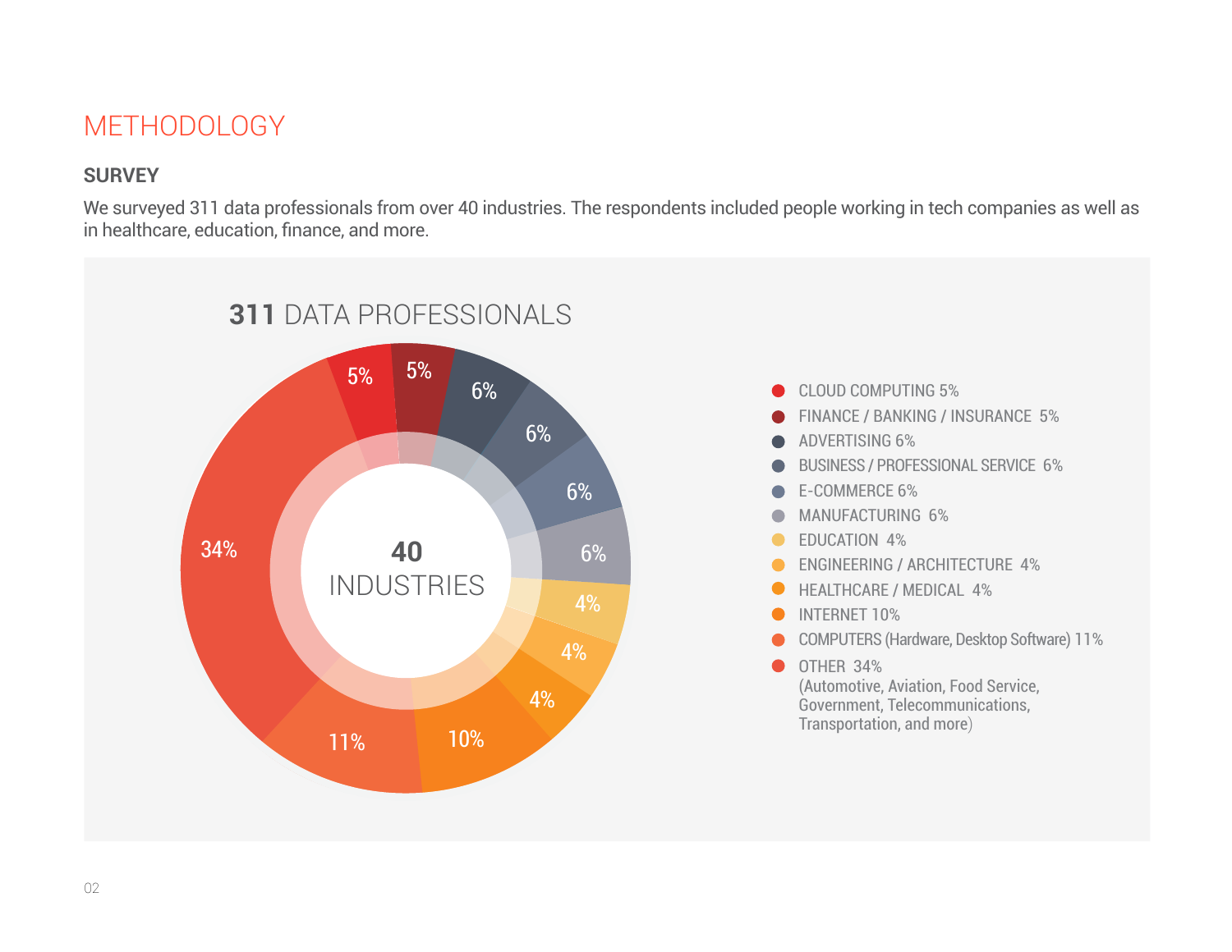# METHODOLOGY

## SURVEY

We surveyed 311 data professionals from over 40 industries. The respondents included people working in tech companies as well as in healthcare, education, finance, and more.

**311** DATA PROFESSIONALS

**40** INDUSTRIES

- CLOUD COMPUTING 5%
- FINANCE / BANKING / INSURANCE 5%
- ADVERTISING 6%
- BUSINESS / PROFESSIONAL SERVICE 6%
- E-COMMERCE 6%
- MANUFACTURING 6%
- EDUCATION 4%
- ENGINEERING / ARCHITECTURE 4%
- HEALTHCARE / MEDICAL 4%
- INTERNET 10%
- COMPUTERS (Hardware, Desktop Software) 11%
- OTHER 34% (Automotive, Aviation, Food Service, Government, Telecommunications, Transportation, and more)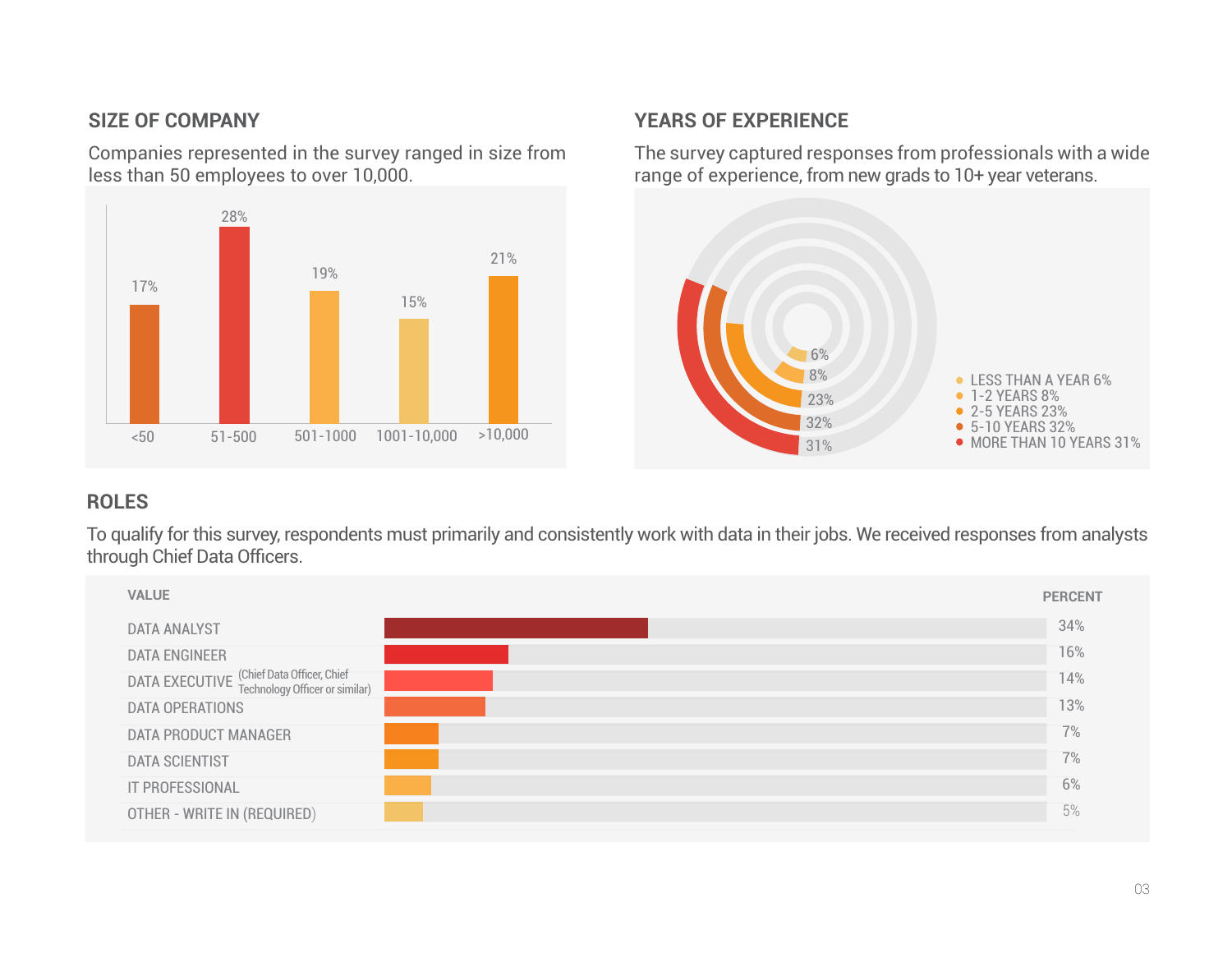## SIZE OF COMPANY

Companies represented in the survey ranged in size from less than 50 employees to over 10,000.

| Size | Percent |
|---|---|
| <50 | 17% |
| 51-500 | 28% |
| 501-1000 | 19% |
| 1001-10,000 | 15% |
| >10,000 | 21% |

## YEARS OF EXPERIENCE

The survey captured responses from professionals with a wide range of experience, from new grads to 10+ year veterans.

- LESS THAN A YEAR 6%
- 1-2 YEARS 8%
- 2-5 YEARS 23%
- 5-10 YEARS 32%
- MORE THAN 10 YEARS 31%

## ROLES

To qualify for this survey, respondents must primarily and consistently work with data in their jobs. We received responses from analysts through Chief Data Officers.

| VALUE | PERCENT |
|---|---|
| DATA ANALYST | 34% |
| DATA ENGINEER | 16% |
| DATA EXECUTIVE (Chief Data Officer, Chief Technology Officer or similar) | 14% |
| DATA OPERATIONS | 13% |
| DATA PRODUCT MANAGER | 7% |
| DATA SCIENTIST | 7% |
| IT PROFESSIONAL | 6% |
| OTHER - WRITE IN (REQUIRED) | 5% |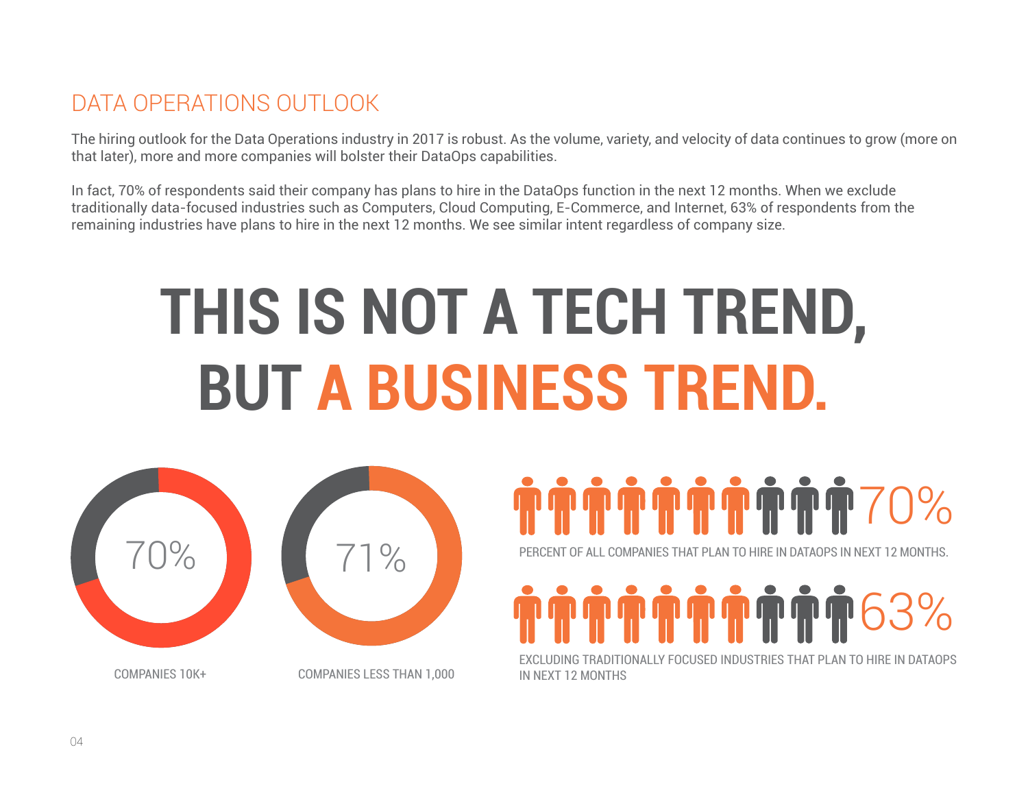## DATA OPERATIONS OUTLOOK

The hiring outlook for the Data Operations industry in 2017 is robust. As the volume, variety, and velocity of data continues to grow (more on that later), more and more companies will bolster their DataOps capabilities.

In fact, 70% of respondents said their company has plans to hire in the DataOps function in the next 12 months. When we exclude traditionally data-focused industries such as Computers, Cloud Computing, E-Commerce, and Internet, 63% of respondents from the remaining industries have plans to hire in the next 12 months. We see similar intent regardless of company size.

# THIS IS NOT A TECH TREND, BUT A BUSINESS TREND.

70%

COMPANIES 10K+

71%

COMPANIES LESS THAN 1,000

70%

PERCENT OF ALL COMPANIES THAT PLAN TO HIRE IN DATAOPS IN NEXT 12 MONTHS.

63%

EXCLUDING TRADITIONALLY FOCUSED INDUSTRIES THAT PLAN TO HIRE IN DATAOPS IN NEXT 12 MONTHS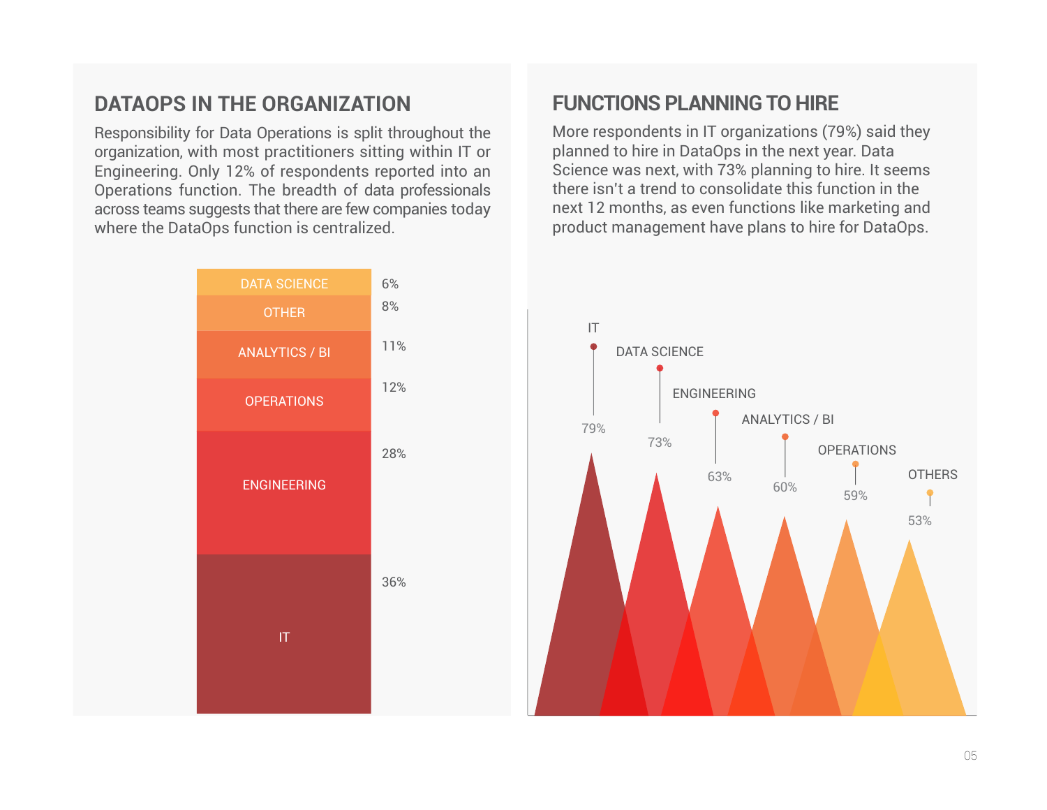## DATAOPS IN THE ORGANIZATION

Responsibility for Data Operations is split throughout the organization, with most practitioners sitting within IT or Engineering. Only 12% of respondents reported into an Operations function. The breadth of data professionals across teams suggests that there are few companies today where the DataOps function is centralized.

| Function | Share |
| --- | --- |
| DATA SCIENCE | 6% |
| OTHER | 8% |
| ANALYTICS / BI | 11% |
| OPERATIONS | 12% |
| ENGINEERING | 28% |
| IT | 36% |

## FUNCTIONS PLANNING TO HIRE

More respondents in IT organizations (79%) said they planned to hire in DataOps in the next year. Data Science was next, with 73% planning to hire. It seems there isn't a trend to consolidate this function in the next 12 months, as even functions like marketing and product management have plans to hire for DataOps.

| Function | Planning to hire |
| --- | --- |
| IT | 79% |
| DATA SCIENCE | 73% |
| ENGINEERING | 63% |
| ANALYTICS / BI | 60% |
| OPERATIONS | 59% |
| OTHERS | 53% |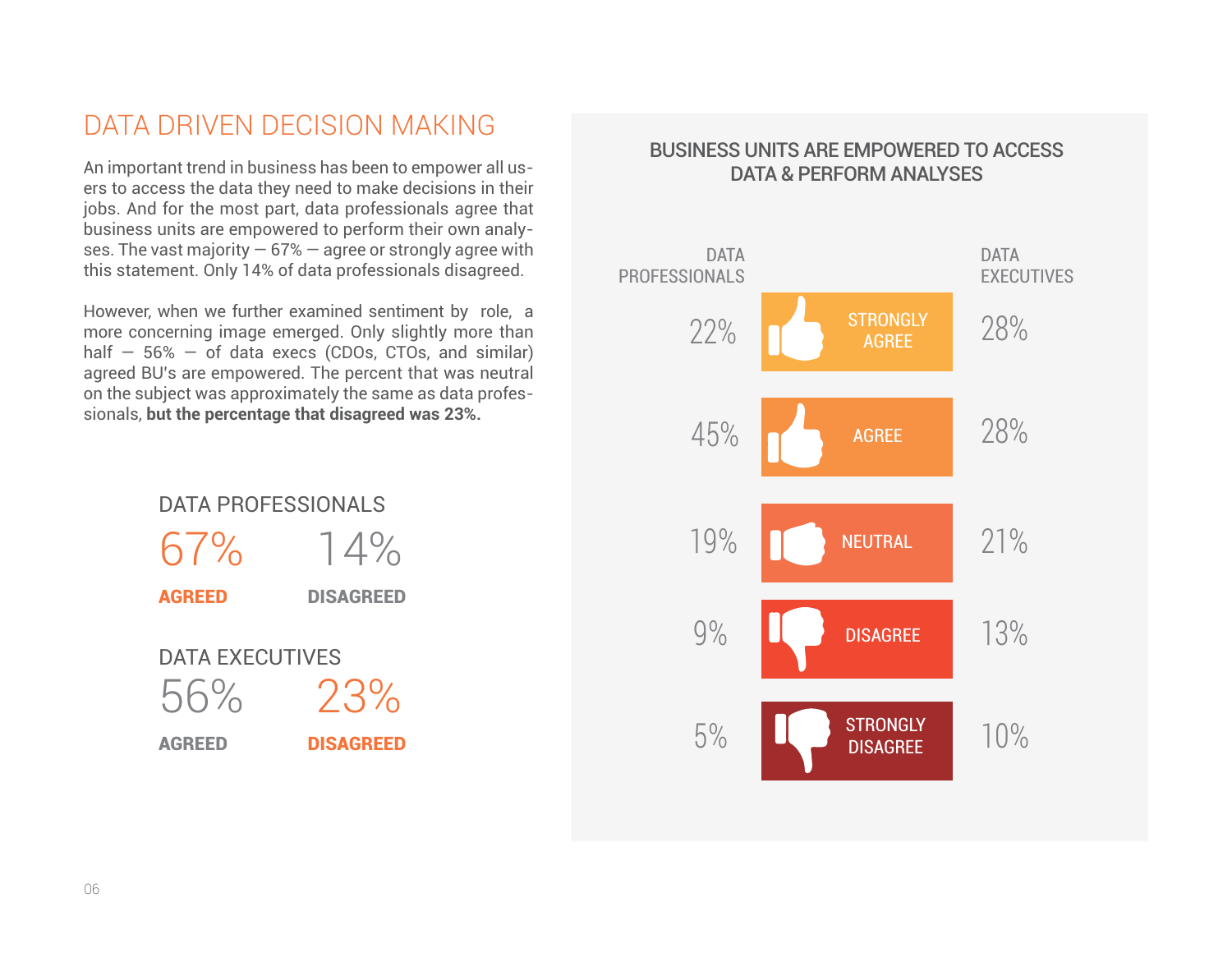# DATA DRIVEN DECISION MAKING

An important trend in business has been to empower all users to access the data they need to make decisions in their jobs. And for the most part, data professionals agree that business units are empowered to perform their own analyses. The vast majority — 67% — agree or strongly agree with this statement. Only 14% of data professionals disagreed.

However, when we further examined sentiment by role, a more concerning image emerged. Only slightly more than half — 56% — of data execs (CDOs, CTOs, and similar) agreed BU's are empowered. The percent that was neutral on the subject was approximately the same as data professionals, **but the percentage that disagreed was 23%.**

| | AGREED | DISAGREED |
|---|---|---|
| DATA PROFESSIONALS | 67% | 14% |
| DATA EXECUTIVES | 56% | 23% |

## BUSINESS UNITS ARE EMPOWERED TO ACCESS DATA & PERFORM ANALYSES

| DATA PROFESSIONALS | | DATA EXECUTIVES |
|---|---|---|
| 22% | STRONGLY AGREE | 28% |
| 45% | AGREE | 28% |
| 19% | NEUTRAL | 21% |
| 9% | DISAGREE | 13% |
| 5% | STRONGLY DISAGREE | 10% |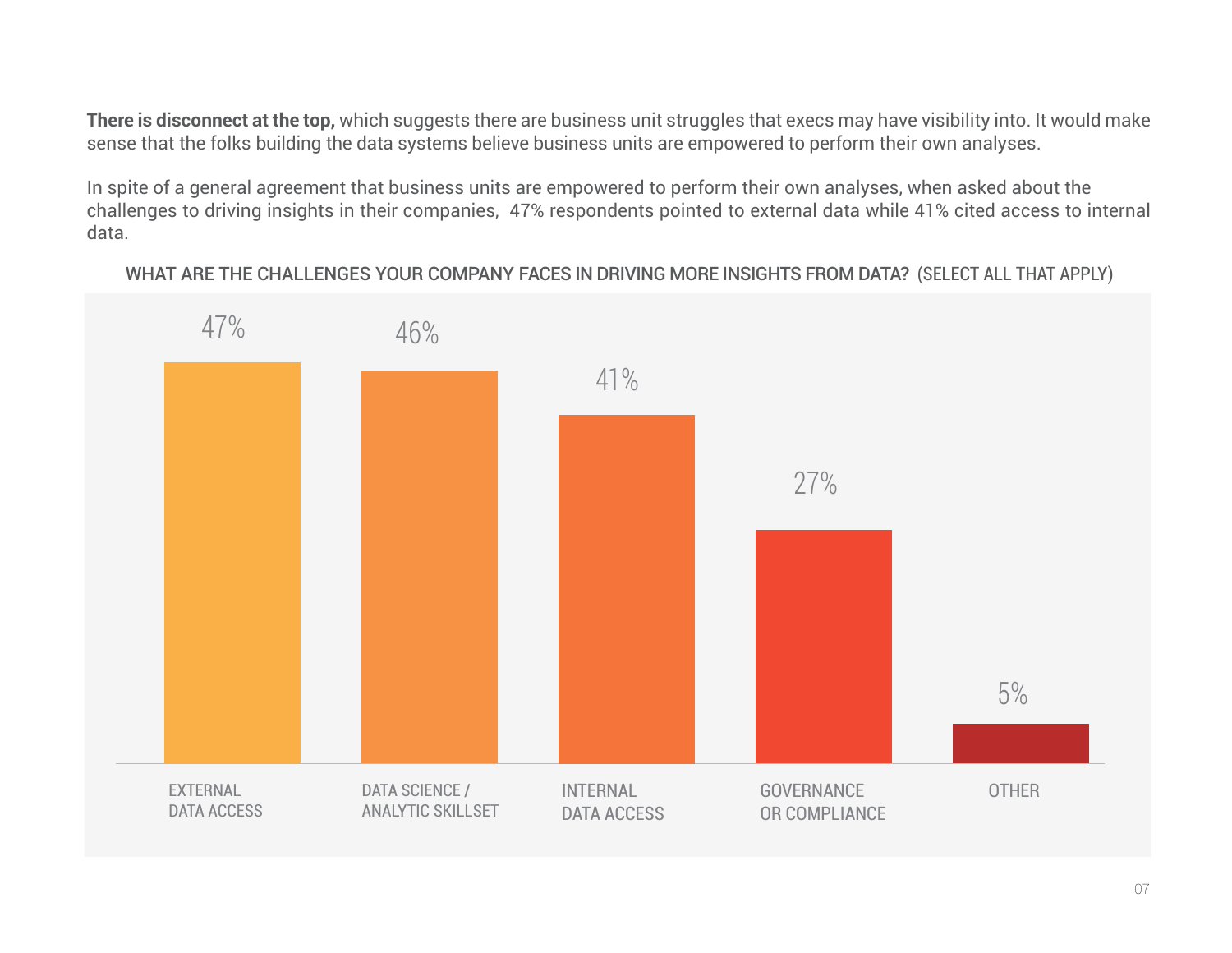**There is disconnect at the top,** which suggests there are business unit struggles that execs may have visibility into. It would make sense that the folks building the data systems believe business units are empowered to perform their own analyses.

In spite of a general agreement that business units are empowered to perform their own analyses, when asked about the challenges to driving insights in their companies, 47% respondents pointed to external data while 41% cited access to internal data.

WHAT ARE THE CHALLENGES YOUR COMPANY FACES IN DRIVING MORE INSIGHTS FROM DATA? (SELECT ALL THAT APPLY)

| Challenge | Percentage |
| --- | --- |
| EXTERNAL DATA ACCESS | 47% |
| DATA SCIENCE / ANALYTIC SKILLSET | 46% |
| INTERNAL DATA ACCESS | 41% |
| GOVERNANCE OR COMPLIANCE | 27% |
| OTHER | 5% |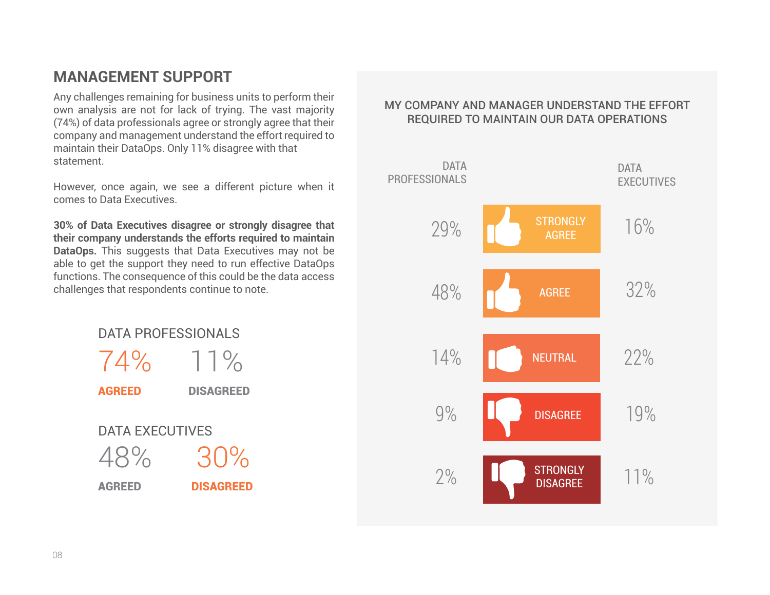## MANAGEMENT SUPPORT

Any challenges remaining for business units to perform their own analysis are not for lack of trying. The vast majority (74%) of data professionals agree or strongly agree that their company and management understand the effort required to maintain their DataOps. Only 11% disagree with that statement.

However, once again, we see a different picture when it comes to Data Executives.

**30% of Data Executives disagree or strongly disagree that their company understands the efforts required to maintain DataOps.** This suggests that Data Executives may not be able to get the support they need to run effective DataOps functions. The consequence of this could be the data access challenges that respondents continue to note.

DATA PROFESSIONALS

| 74% | 11% |
|---|---|
| **AGREED** | **DISAGREED** |

DATA EXECUTIVES

| 48% | 30% |
|---|---|
| **AGREED** | **DISAGREED** |

### MY COMPANY AND MANAGER UNDERSTAND THE EFFORT REQUIRED TO MAINTAIN OUR DATA OPERATIONS

| DATA PROFESSIONALS | | DATA EXECUTIVES |
|---|---|---|
| 29% | STRONGLY AGREE | 16% |
| 48% | AGREE | 32% |
| 14% | NEUTRAL | 22% |
| 9% | DISAGREE | 19% |
| 2% | STRONGLY DISAGREE | 11% |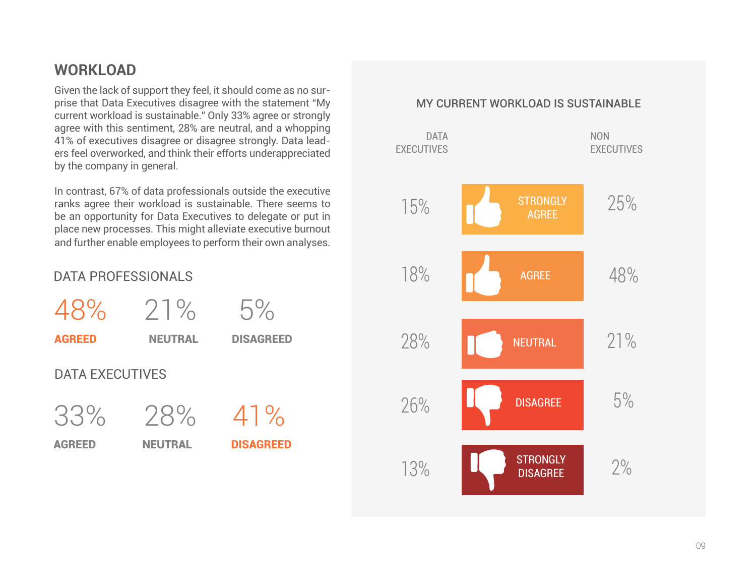## WORKLOAD

Given the lack of support they feel, it should come as no surprise that Data Executives disagree with the statement "My current workload is sustainable." Only 33% agree or strongly agree with this sentiment, 28% are neutral, and a whopping 41% of executives disagree or disagree strongly. Data leaders feel overworked, and think their efforts underappreciated by the company in general.

In contrast, 67% of data professionals outside the executive ranks agree their workload is sustainable. There seems to be an opportunity for Data Executives to delegate or put in place new processes. This might alleviate executive burnout and further enable employees to perform their own analyses.

### DATA PROFESSIONALS

| 48% | 21% | 5% |
|---|---|---|
| **AGREED** | **NEUTRAL** | **DISAGREED** |

### DATA EXECUTIVES

| 33% | 28% | 41% |
|---|---|---|
| **AGREED** | **NEUTRAL** | **DISAGREED** |

### MY CURRENT WORKLOAD IS SUSTAINABLE

| DATA EXECUTIVES | | NON EXECUTIVES |
|---|---|---|
| 15% | STRONGLY AGREE | 25% |
| 18% | AGREE | 48% |
| 28% | NEUTRAL | 21% |
| 26% | DISAGREE | 5% |
| 13% | STRONGLY DISAGREE | 2% |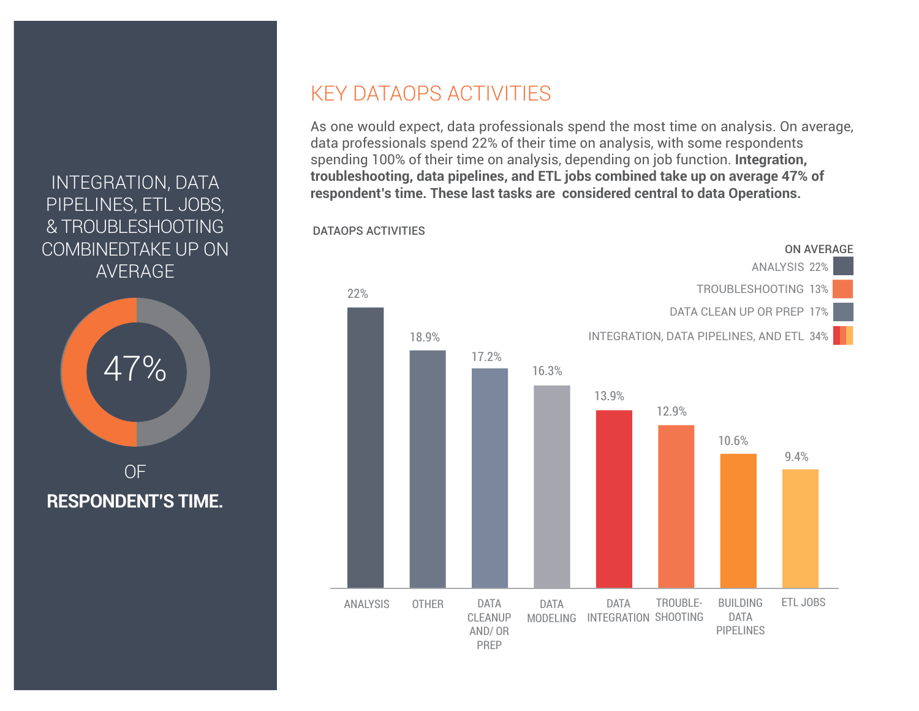INTEGRATION, DATA PIPELINES, ETL JOBS, & TROUBLESHOOTING COMBINEDTAKE UP ON AVERAGE

47%

OF

**RESPONDENT'S TIME.**

# KEY DATAOPS ACTIVITIES

As one would expect, data professionals spend the most time on analysis. On average, data professionals spend 22% of their time on analysis, with some respondents spending 100% of their time on analysis, depending on job function. **Integration, troubleshooting, data pipelines, and ETL jobs combined take up on average 47% of respondent's time. These last tasks are considered central to data Operations.**

DATAOPS ACTIVITIES

| Activity | Percentage |
|---|---|
| ANALYSIS | 22% |
| OTHER | 18.9% |
| DATA CLEANUP AND/ OR PREP | 17.2% |
| DATA MODELING | 16.3% |
| DATA INTEGRATION | 13.9% |
| TROUBLE-SHOOTING | 12.9% |
| BUILDING DATA PIPELINES | 10.6% |
| ETL JOBS | 9.4% |

ON AVERAGE

| Activity | Average |
|---|---|
| ANALYSIS | 22% |
| TROUBLESHOOTING | 13% |
| DATA CLEAN UP OR PREP | 17% |
| INTEGRATION, DATA PIPELINES, AND ETL | 34% |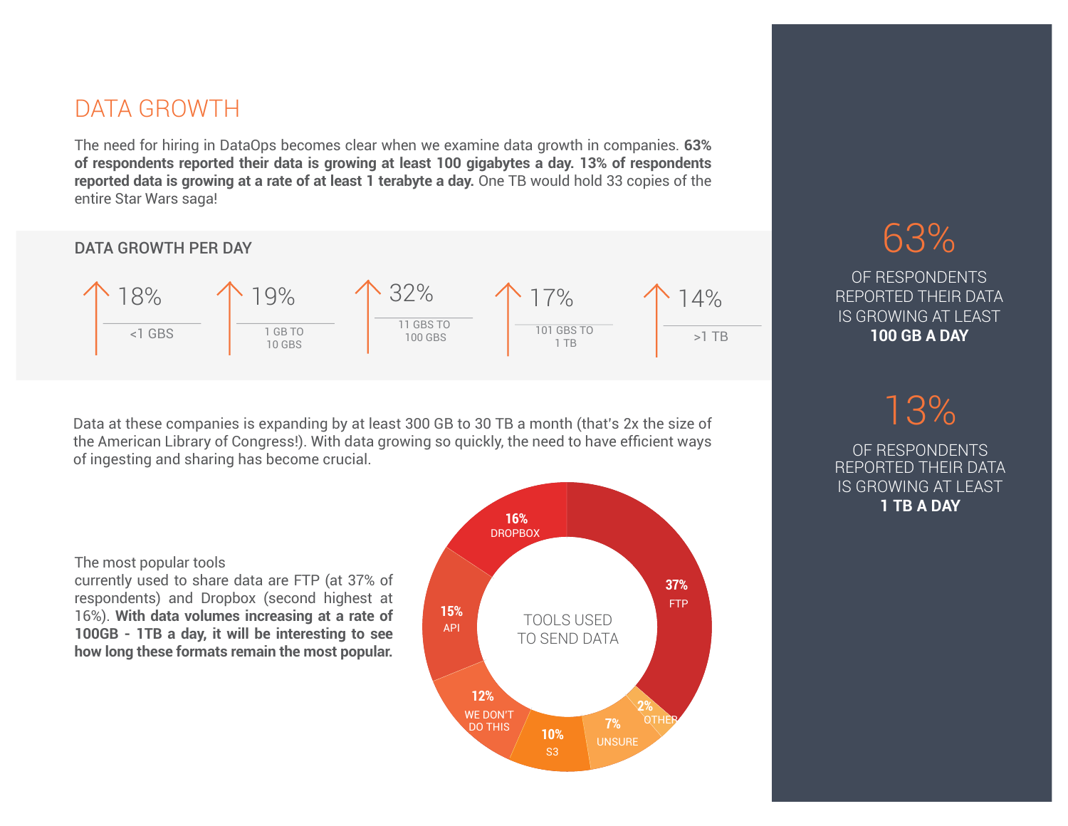## DATA GROWTH

The need for hiring in DataOps becomes clear when we examine data growth in companies. **63% of respondents reported their data is growing at least 100 gigabytes a day. 13% of respondents reported data is growing at a rate of at least 1 terabyte a day.** One TB would hold 33 copies of the entire Star Wars saga!

### DATA GROWTH PER DAY

| 18% | 19% | 32% | 17% | 14% |
|---|---|---|---|---|
| <1 GBS | 1 GB TO 10 GBS | 11 GBS TO 100 GBS | 101 GBS TO 1 TB | >1 TB |

Data at these companies is expanding by at least 300 GB to 30 TB a month (that's 2x the size of the American Library of Congress!). With data growing so quickly, the need to have efficient ways of ingesting and sharing has become crucial.

The most popular tools currently used to share data are FTP (at 37% of respondents) and Dropbox (second highest at 16%). **With data volumes increasing at a rate of 100GB - 1TB a day, it will be interesting to see how long these formats remain the most popular.**

TOOLS USED TO SEND DATA

| Tool | % |
|---|---|
| FTP | 37% |
| Dropbox | 16% |
| API | 15% |
| We don't do this | 12% |
| S3 | 10% |
| Unsure | 7% |
| Other | 2% |

63%

OF RESPONDENTS REPORTED THEIR DATA IS GROWING AT LEAST **100 GB A DAY**

13%

OF RESPONDENTS REPORTED THEIR DATA IS GROWING AT LEAST **1 TB A DAY**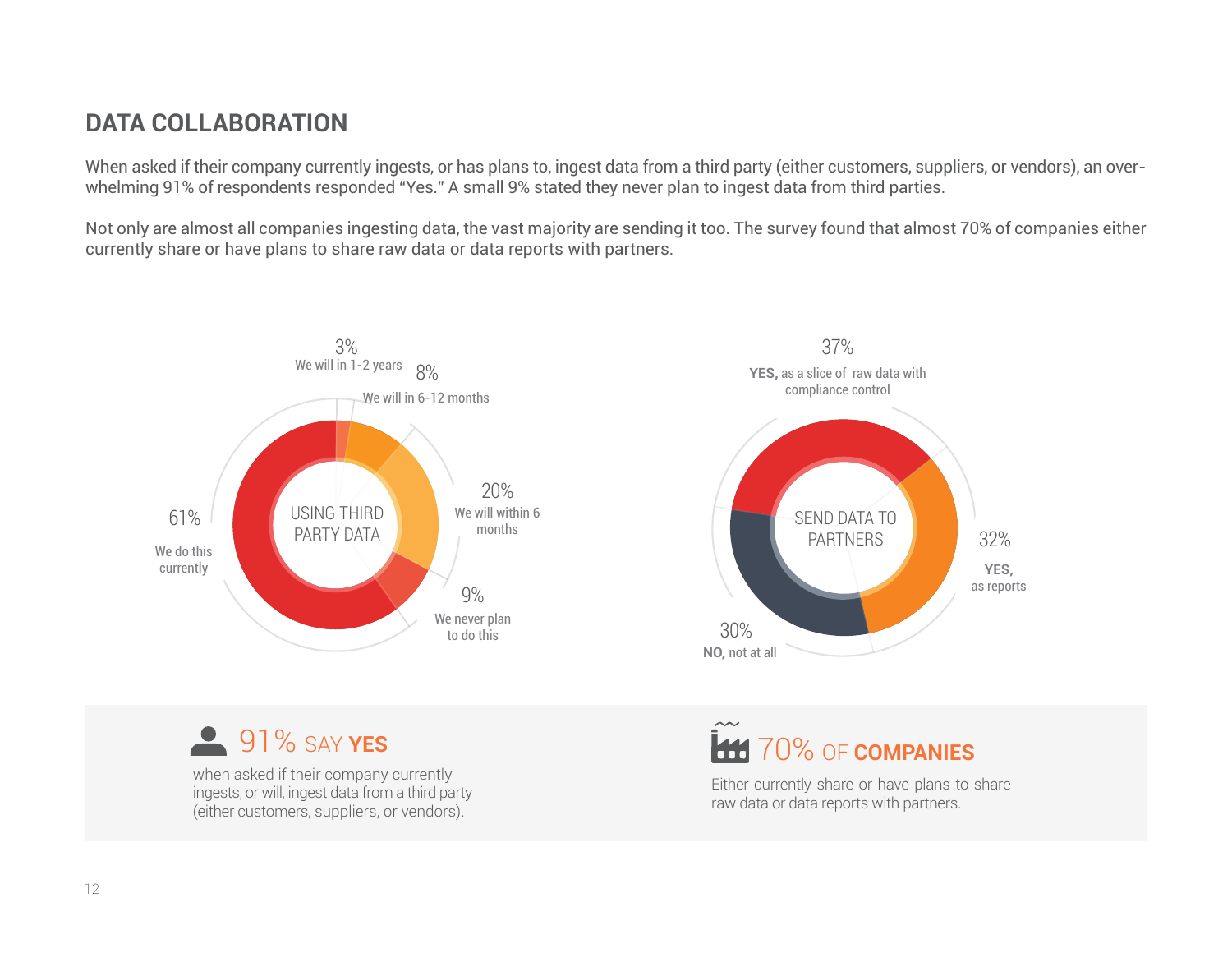## DATA COLLABORATION

When asked if their company currently ingests, or has plans to, ingest data from a third party (either customers, suppliers, or vendors), an overwhelming 91% of respondents responded "Yes." A small 9% stated they never plan to ingest data from third parties.

Not only are almost all companies ingesting data, the vast majority are sending it too. The survey found that almost 70% of companies either currently share or have plans to share raw data or data reports with partners.

**USING THIRD PARTY DATA**

- 61% We do this currently
- 3% We will in 1-2 years
- 8% We will in 6-12 months
- 20% We will within 6 months
- 9% We never plan to do this

**SEND DATA TO PARTNERS**

- 37% **YES,** as a slice of raw data with compliance control
- 32% **YES,** as reports
- 30% **NO,** not at all

91% SAY **YES**

when asked if their company currently ingests, or will, ingest data from a third party (either customers, suppliers, or vendors).

70% OF **COMPANIES**

Either currently share or have plans to share raw data or data reports with partners.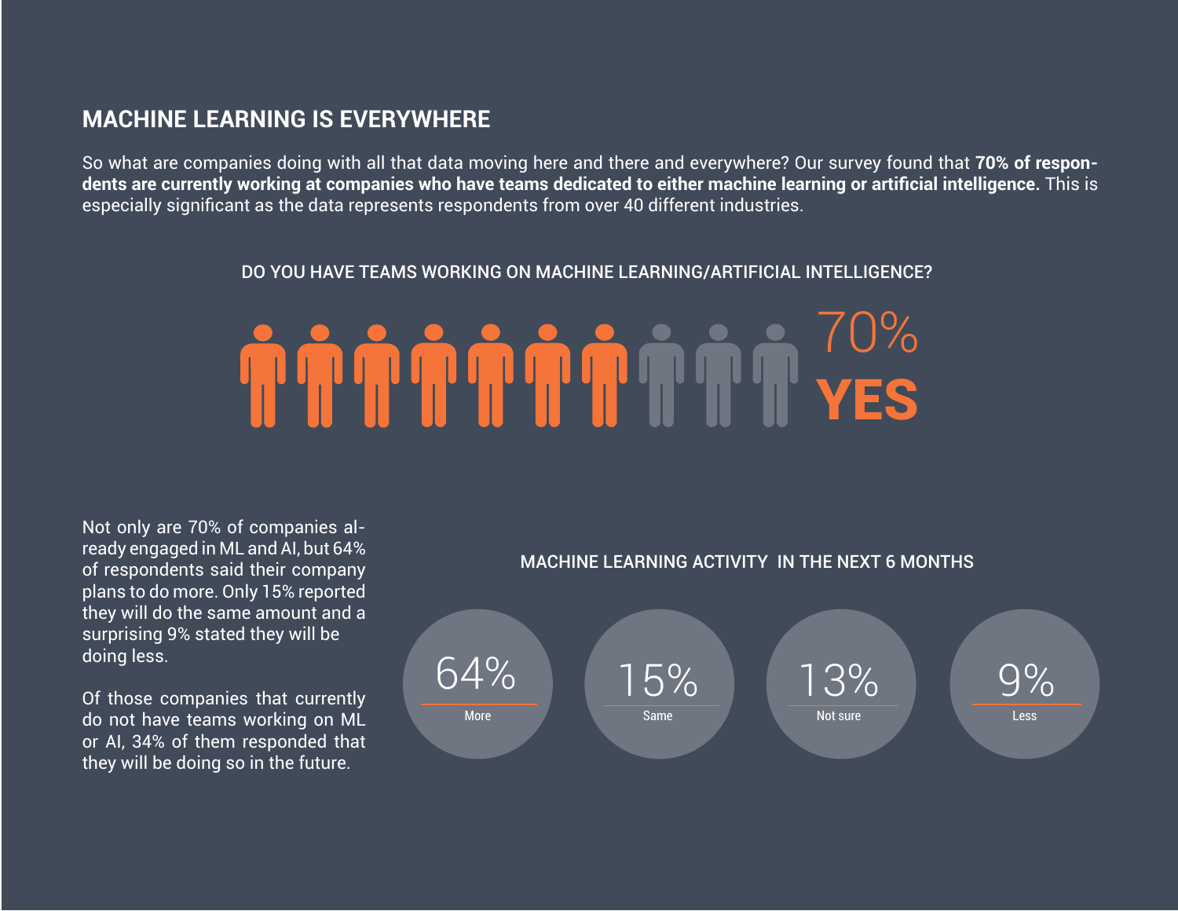## MACHINE LEARNING IS EVERYWHERE

So what are companies doing with all that data moving here and there and everywhere? Our survey found that **70% of respondents are currently working at companies who have teams dedicated to either machine learning or artificial intelligence.** This is especially significant as the data represents respondents from over 40 different industries.

DO YOU HAVE TEAMS WORKING ON MACHINE LEARNING/ARTIFICIAL INTELLIGENCE?

70%
**YES**

Not only are 70% of companies already engaged in ML and AI, but 64% of respondents said their company plans to do more. Only 15% reported they will do the same amount and a surprising 9% stated they will be doing less.

Of those companies that currently do not have teams working on ML or AI, 34% of them responded that they will be doing so in the future.

MACHINE LEARNING ACTIVITY IN THE NEXT 6 MONTHS

| More | Same | Not sure | Less |
|---|---|---|---|
| 64% | 15% | 13% | 9% |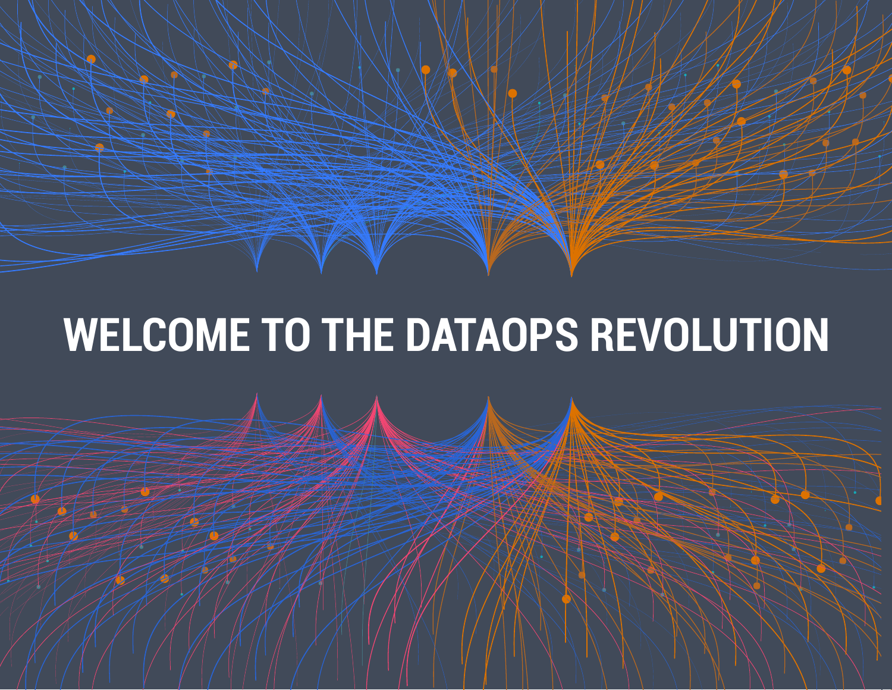# WELCOME TO THE DATAOPS REVOLUTION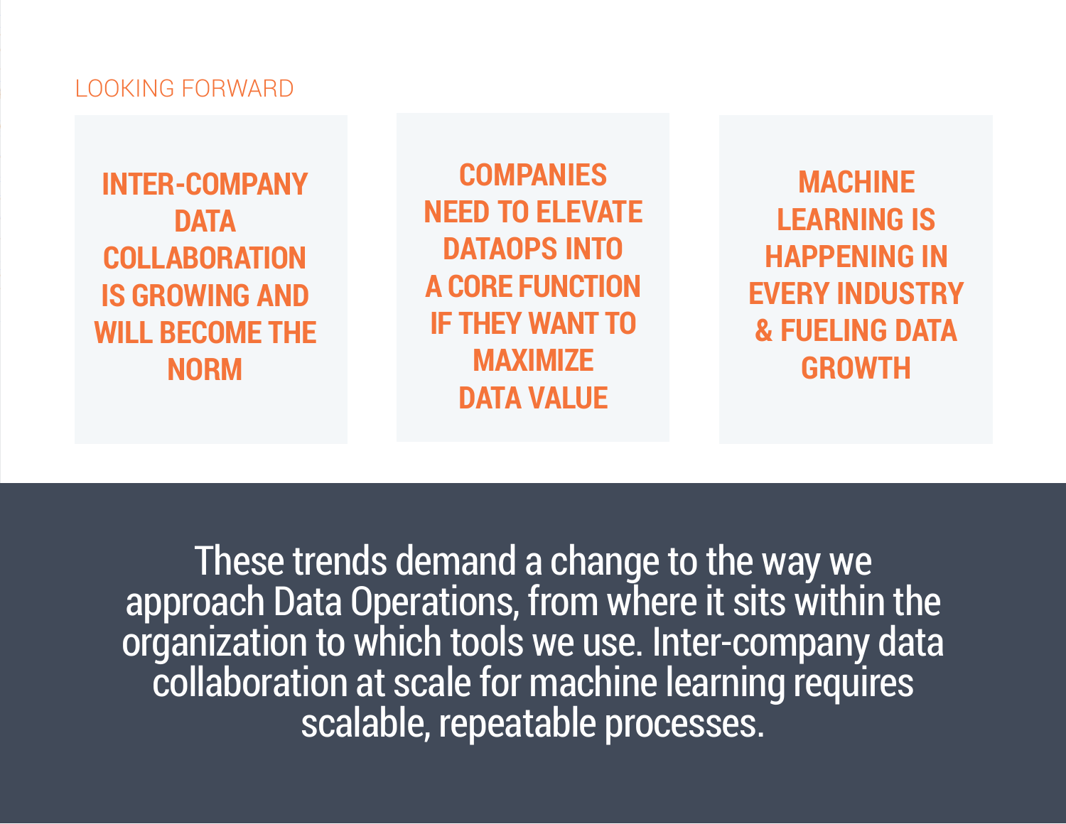## LOOKING FORWARD

**INTER-COMPANY DATA COLLABORATION IS GROWING AND WILL BECOME THE NORM**

**COMPANIES NEED TO ELEVATE DATAOPS INTO A CORE FUNCTION IF THEY WANT TO MAXIMIZE DATA VALUE**

**MACHINE LEARNING IS HAPPENING IN EVERY INDUSTRY & FUELING DATA GROWTH**

These trends demand a change to the way we approach Data Operations, from where it sits within the organization to which tools we use. Inter-company data collaboration at scale for machine learning requires scalable, repeatable processes.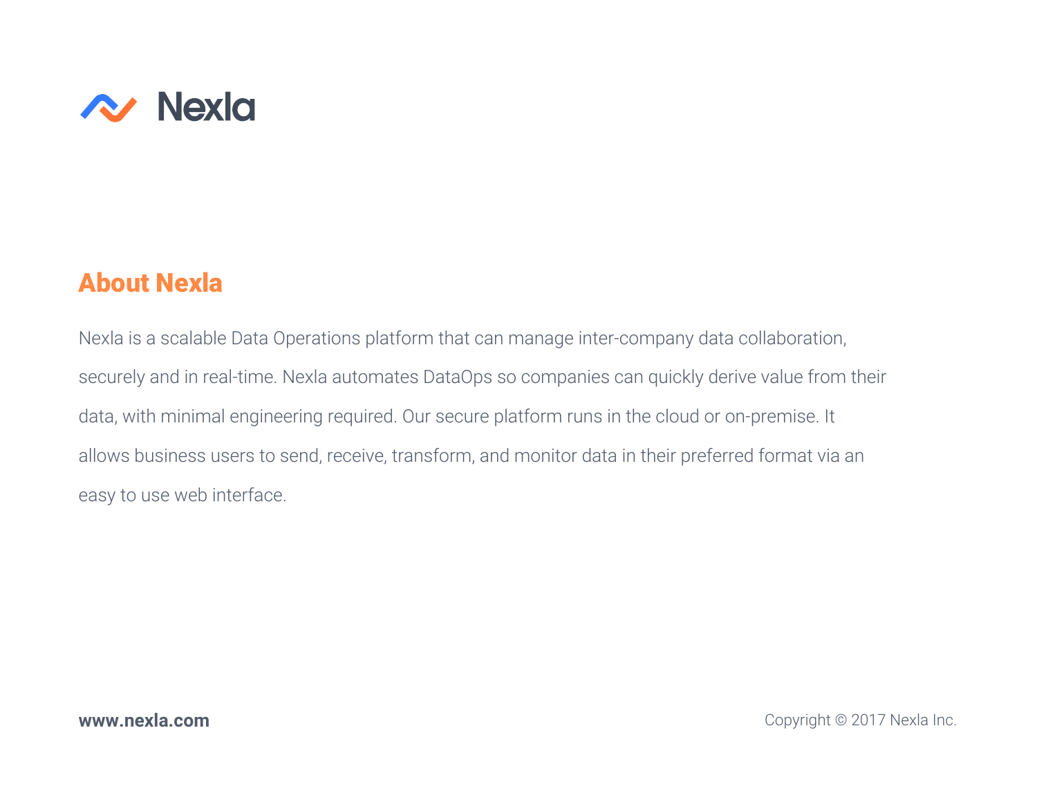Nexla

## About Nexla

Nexla is a scalable Data Operations platform that can manage inter-company data collaboration, securely and in real-time. Nexla automates DataOps so companies can quickly derive value from their data, with minimal engineering required. Our secure platform runs in the cloud or on-premise. It allows business users to send, receive, transform, and monitor data in their preferred format via an easy to use web interface.

**www.nexla.com**

Copyright © 2017 Nexla Inc.